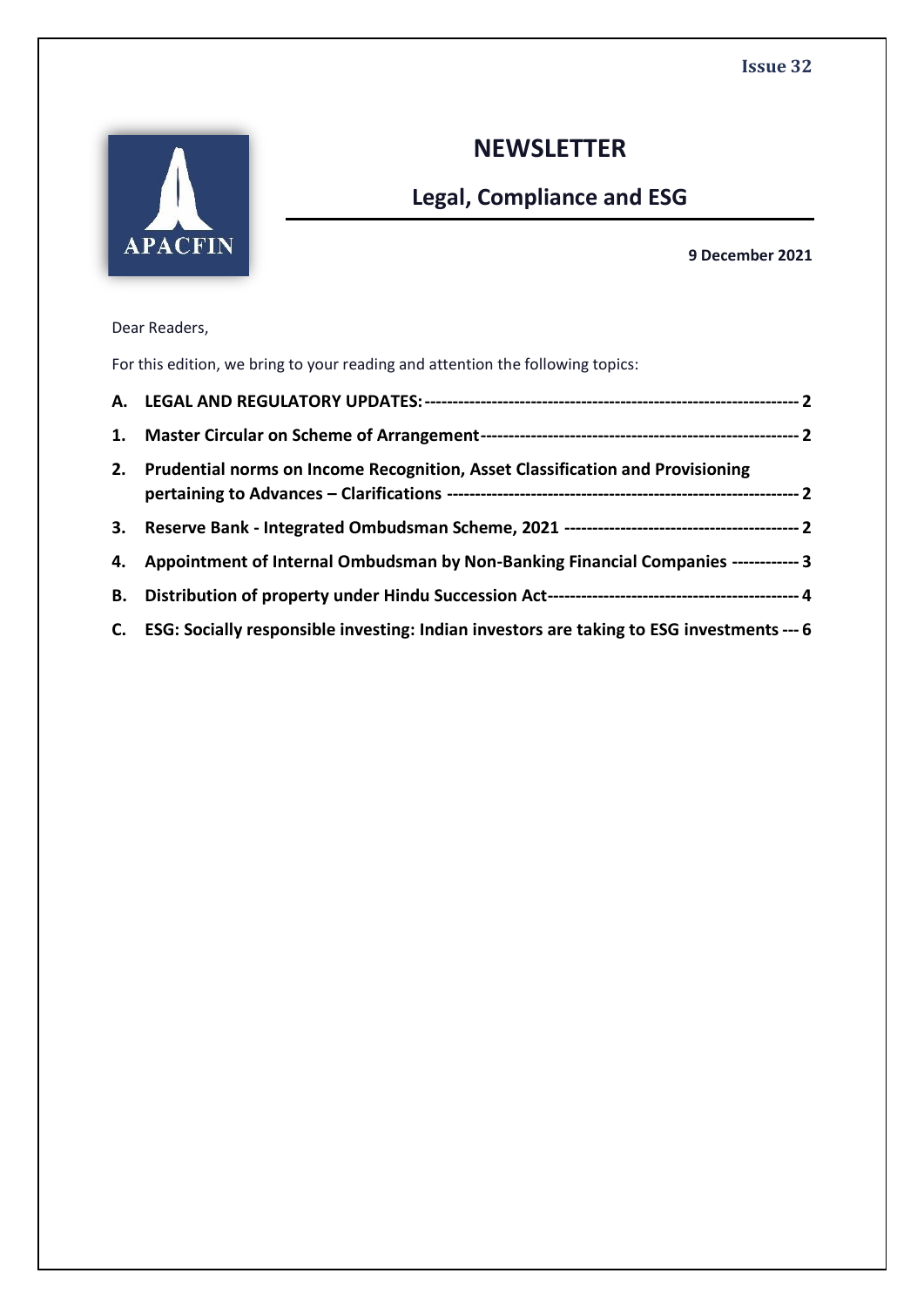Issue 32

APACFIN

# NEWSLETTER

## Legal, Compliance and ESG

**9 December 2021**

Dear Readers,

For this edition, we bring to your reading and attention the following topics:

**A. LEGAL AND REGULATORY UPDATES: ---------------------------------------------------------------- 2**

**1. Master Circular on Scheme of Arrangement-------------------------------------------------------- 2**

**2. Prudential norms on Income Recognition, Asset Classification and Provisioning pertaining to Advances – Clarifications ------------------------------------------------------------ 2**

**3. Reserve Bank - Integrated Ombudsman Scheme, 2021 ----------------------------------------- 2**

**4. Appointment of Internal Ombudsman by Non-Banking Financial Companies ------------ 3**

**B. Distribution of property under Hindu Succession Act-------------------------------------------- 4**

**C. ESG: Socially responsible investing: Indian investors are taking to ESG investments --- 6**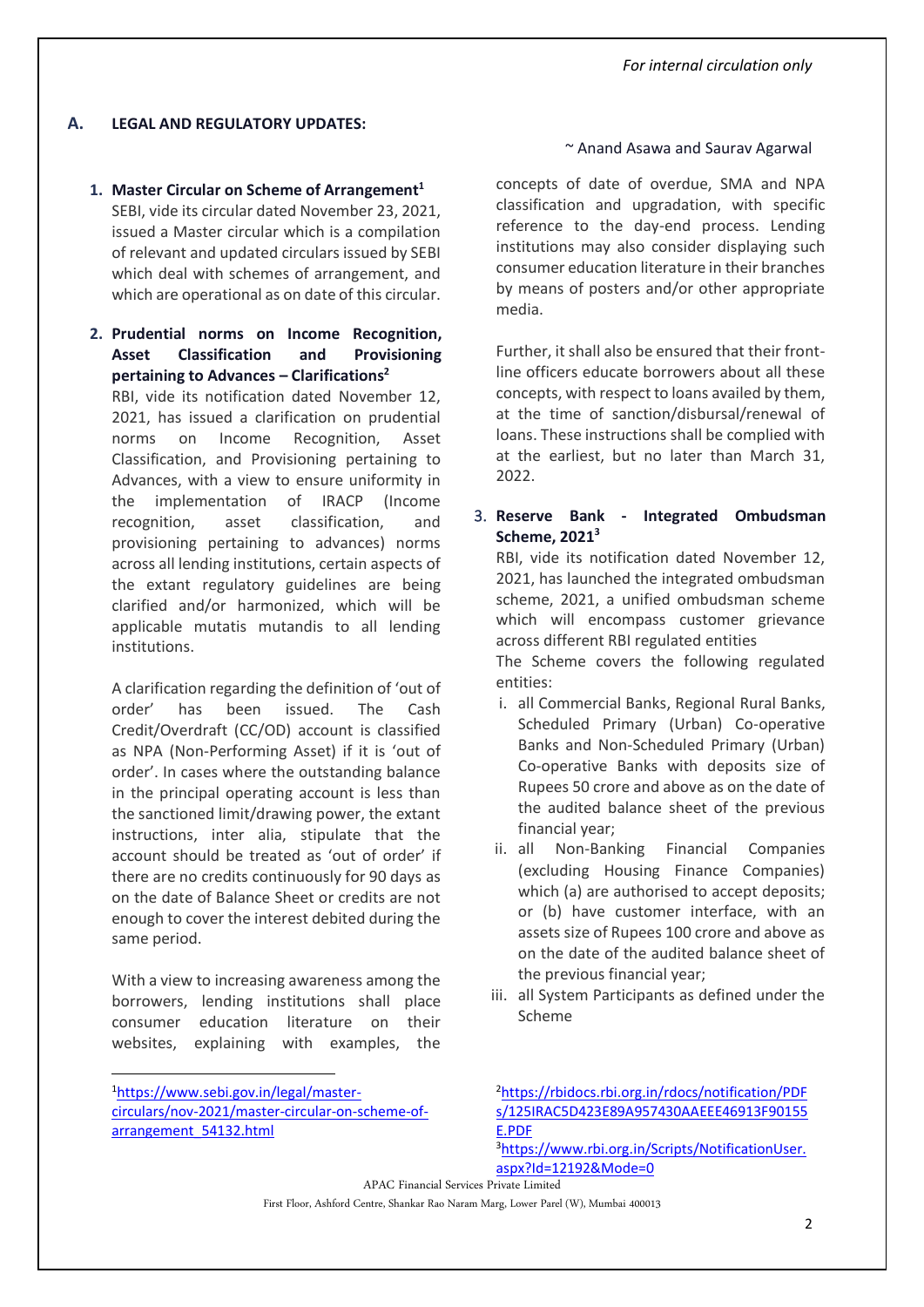## A. LEGAL AND REGULATORY UPDATES:

~ Anand Asawa and Saurav Agarwal

1. **Master Circular on Scheme of Arrangement**[1]
   SEBI, vide its circular dated November 23, 2021, issued a Master circular which is a compilation of relevant and updated circulars issued by SEBI which deal with schemes of arrangement, and which are operational as on date of this circular.

2. **Prudential norms on Income Recognition, Asset Classification and Provisioning pertaining to Advances – Clarifications**[2]
   RBI, vide its notification dated November 12, 2021, has issued a clarification on prudential norms on Income Recognition, Asset Classification, and Provisioning pertaining to Advances, with a view to ensure uniformity in the implementation of IRACP (Income recognition, asset classification, and provisioning pertaining to advances) norms across all lending institutions, certain aspects of the extant regulatory guidelines are being clarified and/or harmonized, which will be applicable mutatis mutandis to all lending institutions.

   A clarification regarding the definition of 'out of order' has been issued. The Cash Credit/Overdraft (CC/OD) account is classified as NPA (Non-Performing Asset) if it is 'out of order'. In cases where the outstanding balance in the principal operating account is less than the sanctioned limit/drawing power, the extant instructions, inter alia, stipulate that the account should be treated as 'out of order' if there are no credits continuously for 90 days as on the date of Balance Sheet or credits are not enough to cover the interest debited during the same period.

   With a view to increasing awareness among the borrowers, lending institutions shall place consumer education literature on their websites, explaining with examples, the concepts of date of overdue, SMA and NPA classification and upgradation, with specific reference to the day-end process. Lending institutions may also consider displaying such consumer education literature in their branches by means of posters and/or other appropriate media.

   Further, it shall also be ensured that their front-line officers educate borrowers about all these concepts, with respect to loans availed by them, at the time of sanction/disbursal/renewal of loans. These instructions shall be complied with at the earliest, but no later than March 31, 2022.

3. **Reserve Bank - Integrated Ombudsman Scheme, 2021**[3]
   RBI, vide its notification dated November 12, 2021, has launched the integrated ombudsman scheme, 2021, a unified ombudsman scheme which will encompass customer grievance across different RBI regulated entities
   The Scheme covers the following regulated entities:
   i. all Commercial Banks, Regional Rural Banks, Scheduled Primary (Urban) Co-operative Banks and Non-Scheduled Primary (Urban) Co-operative Banks with deposits size of Rupees 50 crore and above as on the date of the audited balance sheet of the previous financial year;
   ii. all Non-Banking Financial Companies (excluding Housing Finance Companies) which (a) are authorised to accept deposits; or (b) have customer interface, with an assets size of Rupees 100 crore and above as on the date of the audited balance sheet of the previous financial year;
   iii. all System Participants as defined under the Scheme

---

[1] https://www.sebi.gov.in/legal/master-circulars/nov-2021/master-circular-on-scheme-of-arrangement_54132.html

[2] https://rbidocs.rbi.org.in/rdocs/notification/PDFs/125IRAC5D423E89A957430AAEEE46913F90155E.PDF

[3] https://www.rbi.org.in/Scripts/NotificationUser.aspx?Id=12192&Mode=0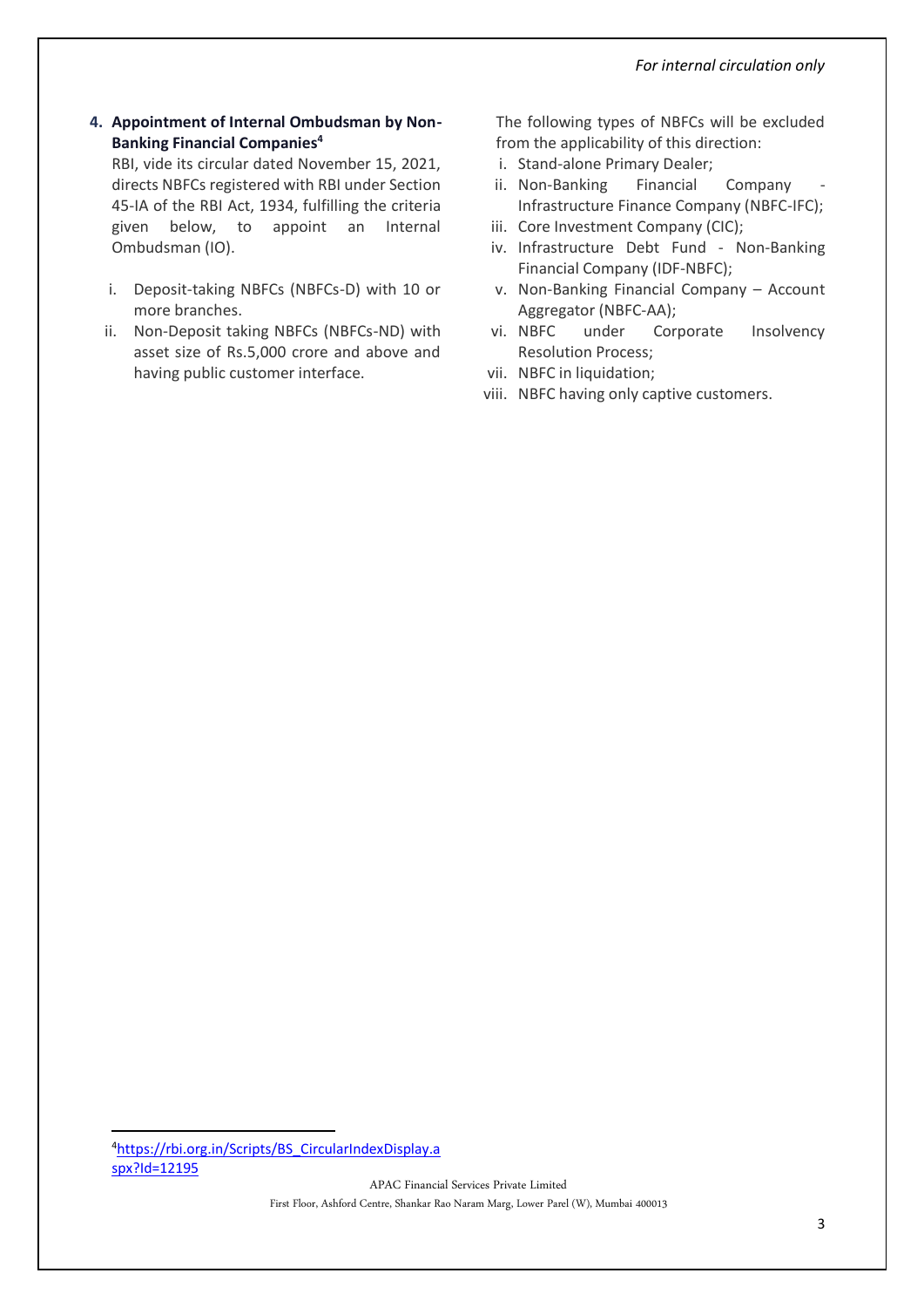## 4. Appointment of Internal Ombudsman by Non-Banking Financial Companies[4]

RBI, vide its circular dated November 15, 2021, directs NBFCs registered with RBI under Section 45-IA of the RBI Act, 1934, fulfilling the criteria given below, to appoint an Internal Ombudsman (IO).

i. Deposit-taking NBFCs (NBFCs-D) with 10 or more branches.
ii. Non-Deposit taking NBFCs (NBFCs-ND) with asset size of Rs.5,000 crore and above and having public customer interface.

The following types of NBFCs will be excluded from the applicability of this direction:

i. Stand-alone Primary Dealer;
ii. Non-Banking Financial Company - Infrastructure Finance Company (NBFC-IFC);
iii. Core Investment Company (CIC);
iv. Infrastructure Debt Fund - Non-Banking Financial Company (IDF-NBFC);
v. Non-Banking Financial Company – Account Aggregator (NBFC-AA);
vi. NBFC under Corporate Insolvency Resolution Process;
vii. NBFC in liquidation;
viii. NBFC having only captive customers.

[4] https://rbi.org.in/Scripts/BS_CircularIndexDisplay.aspx?Id=12195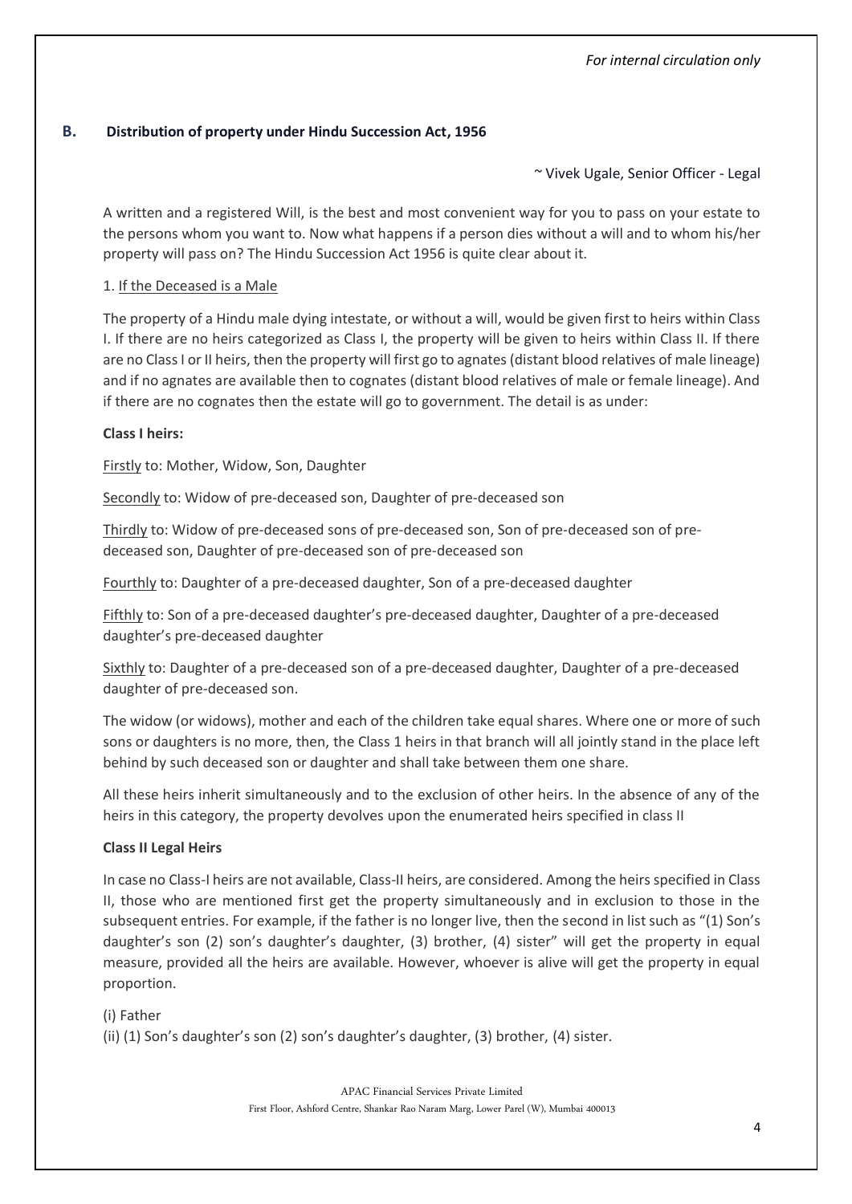## B. Distribution of property under Hindu Succession Act, 1956

~ Vivek Ugale, Senior Officer - Legal

A written and a registered Will, is the best and most convenient way for you to pass on your estate to the persons whom you want to. Now what happens if a person dies without a will and to whom his/her property will pass on? The Hindu Succession Act 1956 is quite clear about it.

1. If the Deceased is a Male

The property of a Hindu male dying intestate, or without a will, would be given first to heirs within Class I. If there are no heirs categorized as Class I, the property will be given to heirs within Class II. If there are no Class I or II heirs, then the property will first go to agnates (distant blood relatives of male lineage) and if no agnates are available then to cognates (distant blood relatives of male or female lineage). And if there are no cognates then the estate will go to government. The detail is as under:

**Class I heirs:**

Firstly to: Mother, Widow, Son, Daughter

Secondly to: Widow of pre-deceased son, Daughter of pre-deceased son

Thirdly to: Widow of pre-deceased sons of pre-deceased son, Son of pre-deceased son of pre-deceased son, Daughter of pre-deceased son of pre-deceased son

Fourthly to: Daughter of a pre-deceased daughter, Son of a pre-deceased daughter

Fifthly to: Son of a pre-deceased daughter's pre-deceased daughter, Daughter of a pre-deceased daughter's pre-deceased daughter

Sixthly to: Daughter of a pre-deceased son of a pre-deceased daughter, Daughter of a pre-deceased daughter of pre-deceased son.

The widow (or widows), mother and each of the children take equal shares. Where one or more of such sons or daughters is no more, then, the Class 1 heirs in that branch will all jointly stand in the place left behind by such deceased son or daughter and shall take between them one share.

All these heirs inherit simultaneously and to the exclusion of other heirs. In the absence of any of the heirs in this category, the property devolves upon the enumerated heirs specified in class II

**Class II Legal Heirs**

In case no Class-I heirs are not available, Class-II heirs, are considered. Among the heirs specified in Class II, those who are mentioned first get the property simultaneously and in exclusion to those in the subsequent entries. For example, if the father is no longer live, then the second in list such as "(1) Son's daughter's son (2) son's daughter's daughter, (3) brother, (4) sister" will get the property in equal measure, provided all the heirs are available. However, whoever is alive will get the property in equal proportion.

(i) Father
(ii) (1) Son's daughter's son (2) son's daughter's daughter, (3) brother, (4) sister.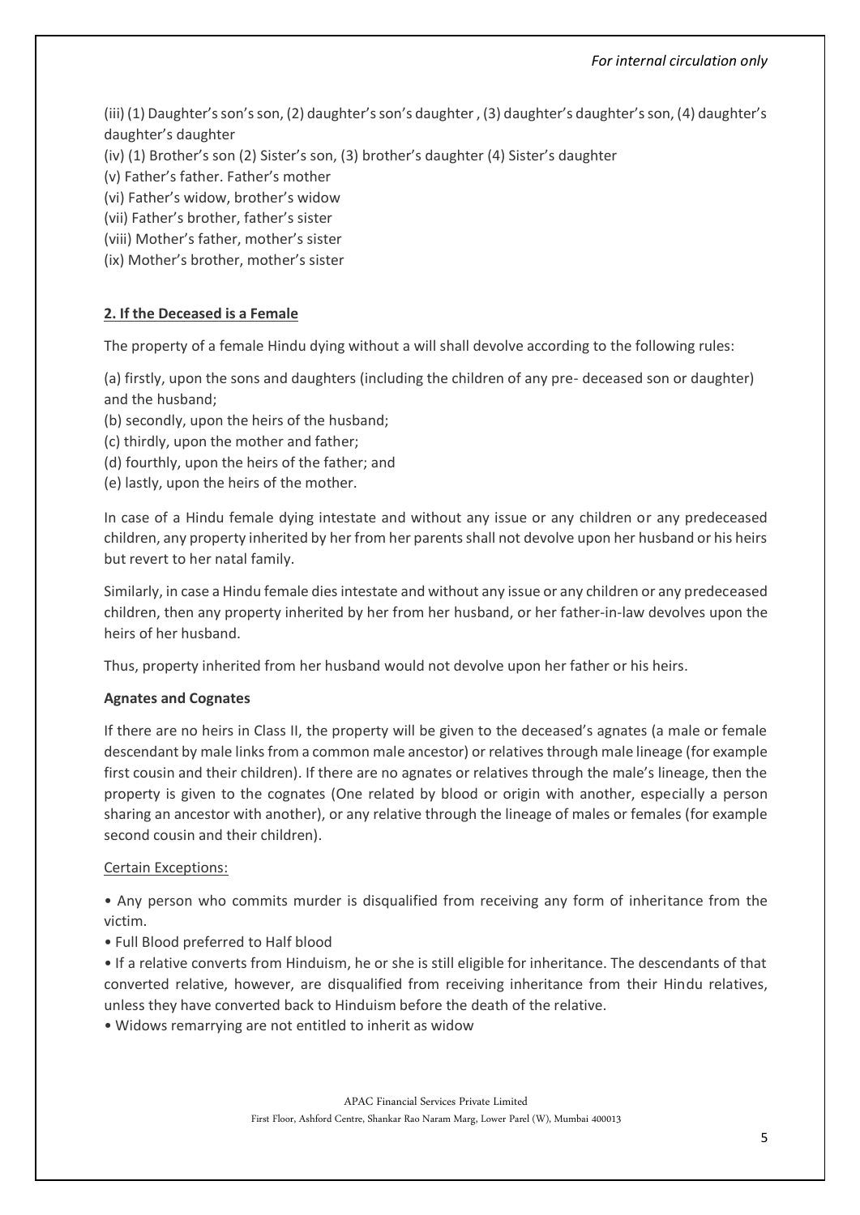(iii) (1) Daughter's son's son, (2) daughter's son's daughter , (3) daughter's daughter's son, (4) daughter's daughter's daughter

(iv) (1) Brother's son (2) Sister's son, (3) brother's daughter (4) Sister's daughter

(v) Father's father. Father's mother

(vi) Father's widow, brother's widow

(vii) Father's brother, father's sister

(viii) Mother's father, mother's sister

(ix) Mother's brother, mother's sister

## 2. If the Deceased is a Female

The property of a female Hindu dying without a will shall devolve according to the following rules:

(a) firstly, upon the sons and daughters (including the children of any pre- deceased son or daughter) and the husband;

(b) secondly, upon the heirs of the husband;

(c) thirdly, upon the mother and father;

(d) fourthly, upon the heirs of the father; and

(e) lastly, upon the heirs of the mother.

In case of a Hindu female dying intestate and without any issue or any children or any predeceased children, any property inherited by her from her parents shall not devolve upon her husband or his heirs but revert to her natal family.

Similarly, in case a Hindu female dies intestate and without any issue or any children or any predeceased children, then any property inherited by her from her husband, or her father-in-law devolves upon the heirs of her husband.

Thus, property inherited from her husband would not devolve upon her father or his heirs.

**Agnates and Cognates**

If there are no heirs in Class II, the property will be given to the deceased's agnates (a male or female descendant by male links from a common male ancestor) or relatives through male lineage (for example first cousin and their children). If there are no agnates or relatives through the male's lineage, then the property is given to the cognates (One related by blood or origin with another, especially a person sharing an ancestor with another), or any relative through the lineage of males or females (for example second cousin and their children).

Certain Exceptions:

- Any person who commits murder is disqualified from receiving any form of inheritance from the victim.
- Full Blood preferred to Half blood
- If a relative converts from Hinduism, he or she is still eligible for inheritance. The descendants of that converted relative, however, are disqualified from receiving inheritance from their Hindu relatives, unless they have converted back to Hinduism before the death of the relative.
- Widows remarrying are not entitled to inherit as widow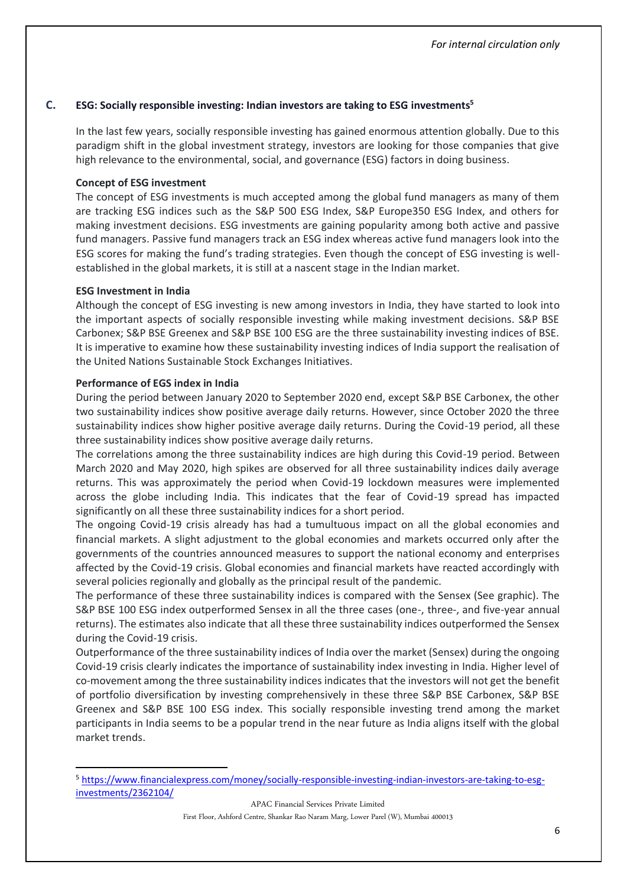## C. ESG: Socially responsible investing: Indian investors are taking to ESG investments[5]

In the last few years, socially responsible investing has gained enormous attention globally. Due to this paradigm shift in the global investment strategy, investors are looking for those companies that give high relevance to the environmental, social, and governance (ESG) factors in doing business.

**Concept of ESG investment**

The concept of ESG investments is much accepted among the global fund managers as many of them are tracking ESG indices such as the S&P 500 ESG Index, S&P Europe350 ESG Index, and others for making investment decisions. ESG investments are gaining popularity among both active and passive fund managers. Passive fund managers track an ESG index whereas active fund managers look into the ESG scores for making the fund's trading strategies. Even though the concept of ESG investing is well-established in the global markets, it is still at a nascent stage in the Indian market.

**ESG Investment in India**

Although the concept of ESG investing is new among investors in India, they have started to look into the important aspects of socially responsible investing while making investment decisions. S&P BSE Carbonex; S&P BSE Greenex and S&P BSE 100 ESG are the three sustainability investing indices of BSE. It is imperative to examine how these sustainability investing indices of India support the realisation of the United Nations Sustainable Stock Exchanges Initiatives.

**Performance of EGS index in India**

During the period between January 2020 to September 2020 end, except S&P BSE Carbonex, the other two sustainability indices show positive average daily returns. However, since October 2020 the three sustainability indices show higher positive average daily returns. During the Covid-19 period, all these three sustainability indices show positive average daily returns.

The correlations among the three sustainability indices are high during this Covid-19 period. Between March 2020 and May 2020, high spikes are observed for all three sustainability indices daily average returns. This was approximately the period when Covid-19 lockdown measures were implemented across the globe including India. This indicates that the fear of Covid-19 spread has impacted significantly on all these three sustainability indices for a short period.

The ongoing Covid-19 crisis already has had a tumultuous impact on all the global economies and financial markets. A slight adjustment to the global economies and markets occurred only after the governments of the countries announced measures to support the national economy and enterprises affected by the Covid-19 crisis. Global economies and financial markets have reacted accordingly with several policies regionally and globally as the principal result of the pandemic.

The performance of these three sustainability indices is compared with the Sensex (See graphic). The S&P BSE 100 ESG index outperformed Sensex in all the three cases (one-, three-, and five-year annual returns). The estimates also indicate that all these three sustainability indices outperformed the Sensex during the Covid-19 crisis.

Outperformance of the three sustainability indices of India over the market (Sensex) during the ongoing Covid-19 crisis clearly indicates the importance of sustainability index investing in India. Higher level of co-movement among the three sustainability indices indicates that the investors will not get the benefit of portfolio diversification by investing comprehensively in these three S&P BSE Carbonex, S&P BSE Greenex and S&P BSE 100 ESG index. This socially responsible investing trend among the market participants in India seems to be a popular trend in the near future as India aligns itself with the global market trends.

---

[5] https://www.financialexpress.com/money/socially-responsible-investing-indian-investors-are-taking-to-esg-investments/2362104/